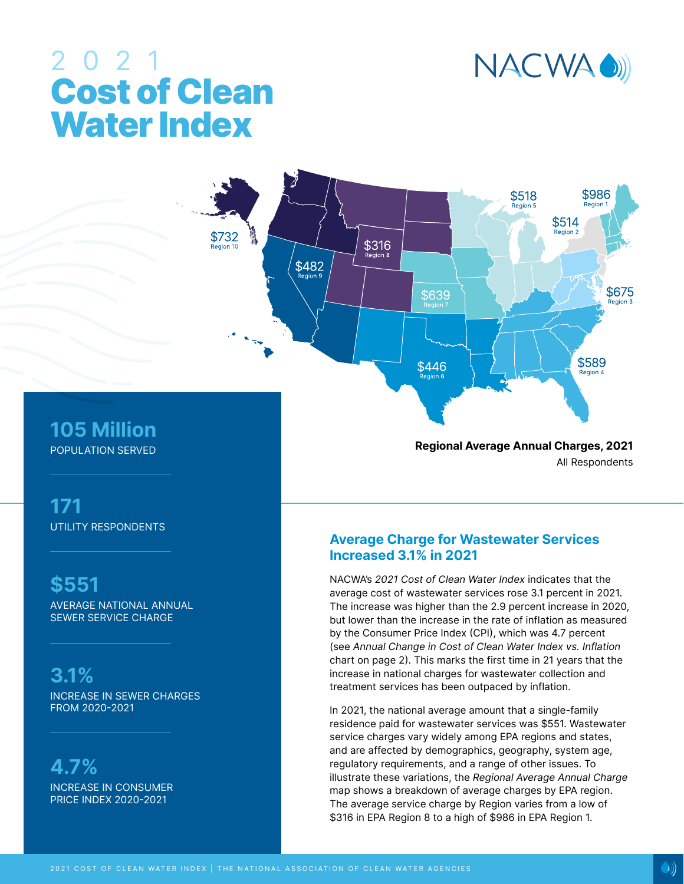# 2021 Cost of Clean Water Index

NACWA

$732 Region 10
$482 Region 9
$316 Region 8
$639 Region 7
$446 Region 6
$518 Region 5
$589 Region 4
$675 Region 3
$514 Region 2
$986 Region 1

**Regional Average Annual Charges, 2021**
All Respondents

**105 Million**
POPULATION SERVED

**171**
UTILITY RESPONDENTS

**$551**
AVERAGE NATIONAL ANNUAL SEWER SERVICE CHARGE

**3.1%**
INCREASE IN SEWER CHARGES FROM 2020-2021

**4.7%**
INCREASE IN CONSUMER PRICE INDEX 2020-2021

## Average Charge for Wastewater Services Increased 3.1% in 2021

NACWA's *2021 Cost of Clean Water Index* indicates that the average cost of wastewater services rose 3.1 percent in 2021. The increase was higher than the 2.9 percent increase in 2020, but lower than the increase in the rate of inflation as measured by the Consumer Price Index (CPI), which was 4.7 percent (see *Annual Change in Cost of Clean Water Index vs. Inflation* chart on page 2). This marks the first time in 21 years that the increase in national charges for wastewater collection and treatment services has been outpaced by inflation.

In 2021, the national average amount that a single-family residence paid for wastewater services was $551. Wastewater service charges vary widely among EPA regions and states, and are affected by demographics, geography, system age, regulatory requirements, and a range of other issues. To illustrate these variations, the *Regional Average Annual Charge* map shows a breakdown of average charges by EPA region. The average service charge by Region varies from a low of $316 in EPA Region 8 to a high of $986 in EPA Region 1.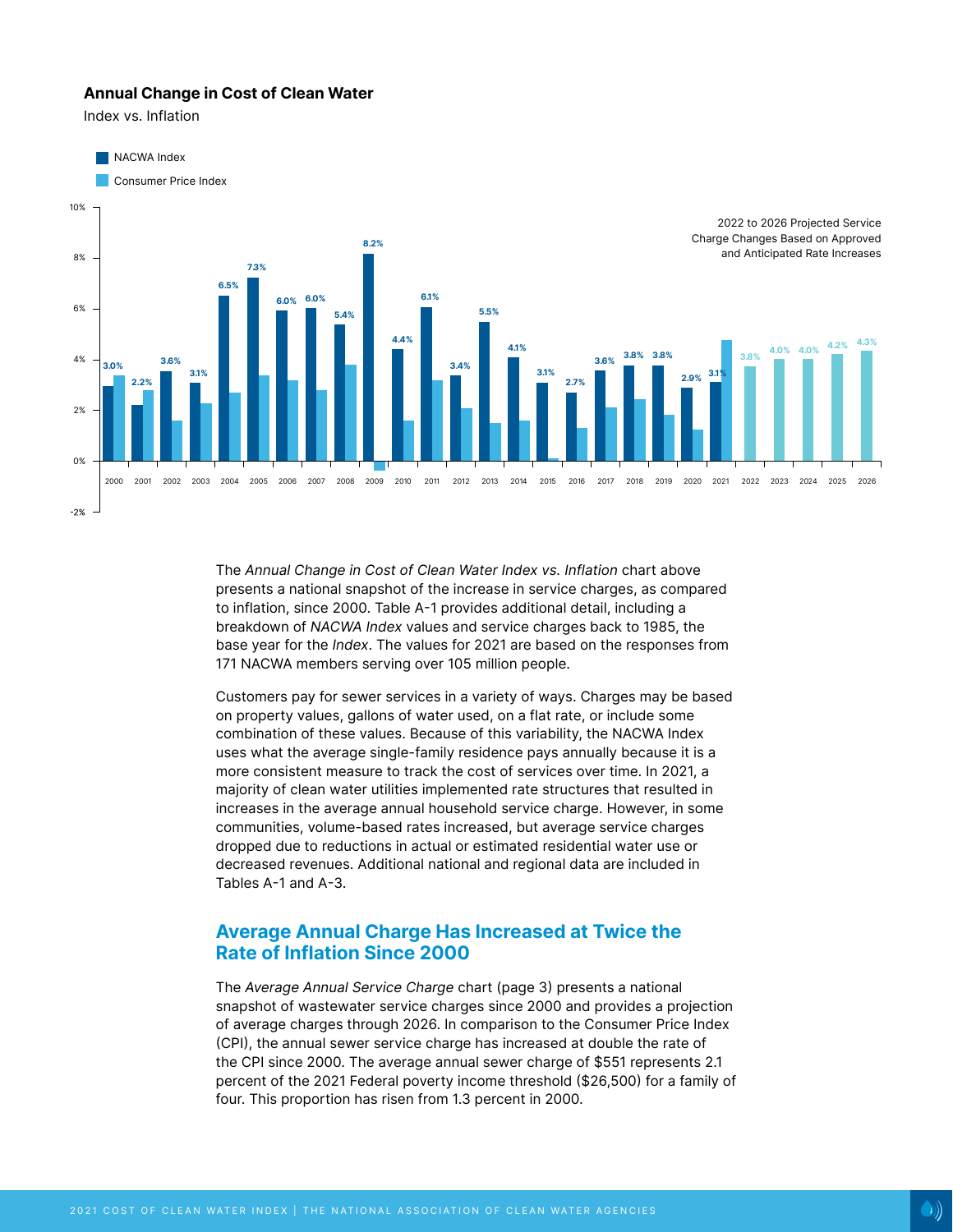**Annual Change in Cost of Clean Water**

Index vs. Inflation

| Year | NACWA Index | Consumer Price Index |
|---|---|---|
| 2000 | 3.0% | |
| 2001 | 2.2% | |
| 2002 | 3.6% | |
| 2003 | 3.1% | |
| 2004 | 6.5% | |
| 2005 | 7.3% | |
| 2006 | 6.0% | |
| 2007 | 6.0% | |
| 2008 | 5.4% | |
| 2009 | 8.2% | |
| 2010 | 4.4% | |
| 2011 | 6.1% | |
| 2012 | 3.4% | |
| 2013 | 5.5% | |
| 2014 | 4.1% | |
| 2015 | 3.1% | |
| 2016 | 2.7% | |
| 2017 | 3.6% | |
| 2018 | 3.8% | |
| 2019 | 3.8% | |
| 2020 | 2.9% | |
| 2021 | 3.1% | |
| 2022 | 3.8% | |
| 2023 | 4.0% | |
| 2024 | 4.0% | |
| 2025 | 4.2% | |
| 2026 | 4.3% | |

2022 to 2026 Projected Service Charge Changes Based on Approved and Anticipated Rate Increases

The *Annual Change in Cost of Clean Water Index vs. Inflation* chart above presents a national snapshot of the increase in service charges, as compared to inflation, since 2000. Table A-1 provides additional detail, including a breakdown of *NACWA Index* values and service charges back to 1985, the base year for the *Index*. The values for 2021 are based on the responses from 171 NACWA members serving over 105 million people.

Customers pay for sewer services in a variety of ways. Charges may be based on property values, gallons of water used, on a flat rate, or include some combination of these values. Because of this variability, the NACWA Index uses what the average single-family residence pays annually because it is a more consistent measure to track the cost of services over time. In 2021, a majority of clean water utilities implemented rate structures that resulted in increases in the average annual household service charge. However, in some communities, volume-based rates increased, but average service charges dropped due to reductions in actual or estimated residential water use or decreased revenues. Additional national and regional data are included in Tables A-1 and A-3.

## Average Annual Charge Has Increased at Twice the Rate of Inflation Since 2000

The *Average Annual Service Charge* chart (page 3) presents a national snapshot of wastewater service charges since 2000 and provides a projection of average charges through 2026. In comparison to the Consumer Price Index (CPI), the annual sewer service charge has increased at double the rate of the CPI since 2000. The average annual sewer charge of $551 represents 2.1 percent of the 2021 Federal poverty income threshold ($26,500) for a family of four. This proportion has risen from 1.3 percent in 2000.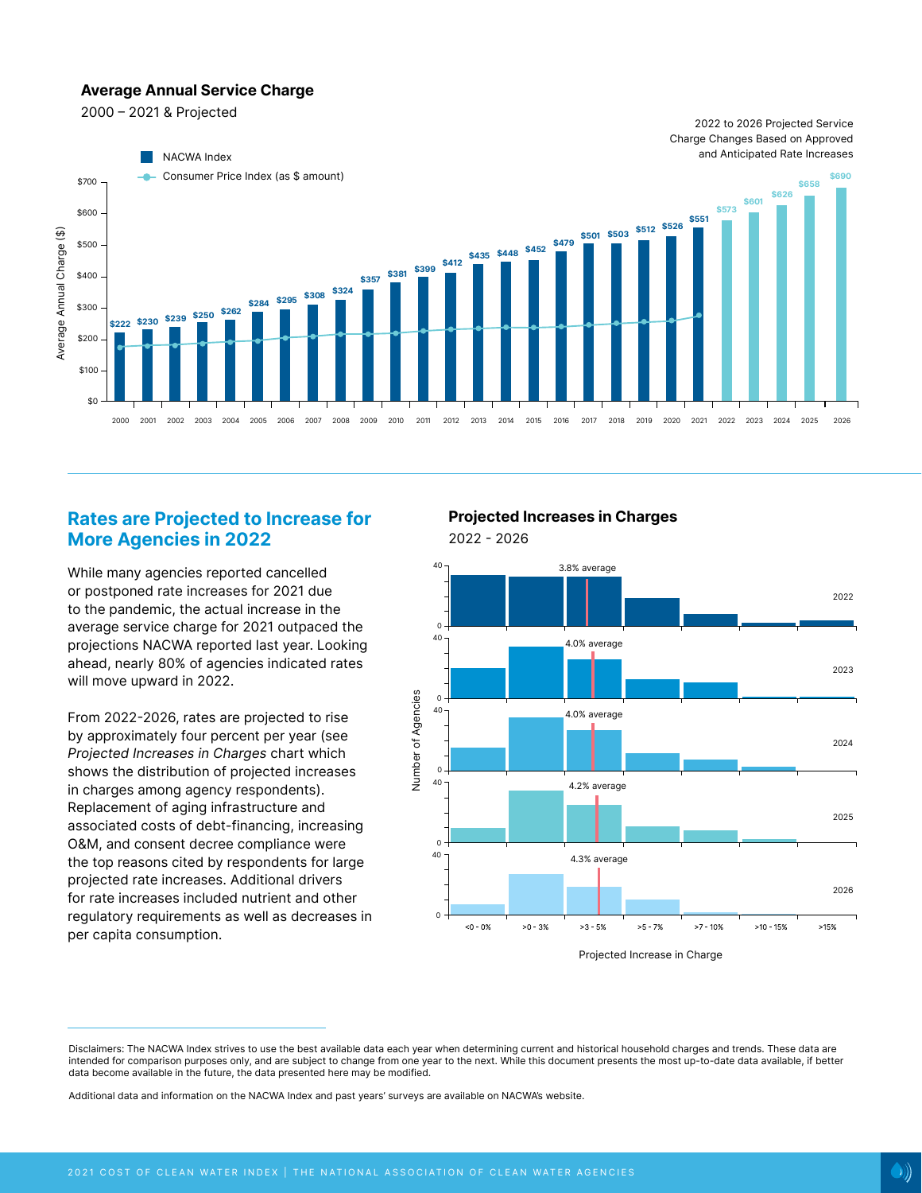### Average Annual Service Charge

2000 – 2021 & Projected

2022 to 2026 Projected Service Charge Changes Based on Approved and Anticipated Rate Increases

| Year | NACWA Index |
|---|---|
| 2000 | $222 |
| 2001 | $230 |
| 2002 | $239 |
| 2003 | $250 |
| 2004 | $262 |
| 2005 | $284 |
| 2006 | $295 |
| 2007 | $308 |
| 2008 | $324 |
| 2009 | $357 |
| 2010 | $381 |
| 2011 | $399 |
| 2012 | $412 |
| 2013 | $435 |
| 2014 | $448 |
| 2015 | $452 |
| 2016 | $479 |
| 2017 | $501 |
| 2018 | $503 |
| 2019 | $512 |
| 2020 | $526 |
| 2021 | $551 |
| 2022 | $573 |
| 2023 | $601 |
| 2024 | $626 |
| 2025 | $658 |
| 2026 | $690 |

NACWA Index; Consumer Price Index (as $ amount)

## Rates are Projected to Increase for More Agencies in 2022

While many agencies reported cancelled or postponed rate increases for 2021 due to the pandemic, the actual increase in the average service charge for 2021 outpaced the projections NACWA reported last year. Looking ahead, nearly 80% of agencies indicated rates will move upward in 2022.

From 2022-2026, rates are projected to rise by approximately four percent per year (see *Projected Increases in Charges* chart which shows the distribution of projected increases in charges among agency respondents). Replacement of aging infrastructure and associated costs of debt-financing, increasing O&M, and consent decree compliance were the top reasons cited by respondents for large projected rate increases. Additional drivers for rate increases included nutrient and other regulatory requirements as well as decreases in per capita consumption.

### Projected Increases in Charges

2022 - 2026

| Year | Average |
|---|---|
| 2022 | 3.8% average |
| 2023 | 4.0% average |
| 2024 | 4.0% average |
| 2025 | 4.2% average |
| 2026 | 4.3% average |

Projected Increase in Charge categories: <0 - 0%, >0 - 3%, >3 - 5%, >5 - 7%, >7 - 10%, >10 - 15%, >15%

Disclaimers: The NACWA Index strives to use the best available data each year when determining current and historical household charges and trends. These data are intended for comparison purposes only, and are subject to change from one year to the next. While this document presents the most up-to-date data available, if better data become available in the future, the data presented here may be modified.

Additional data and information on the NACWA Index and past years' surveys are available on NACWA's website.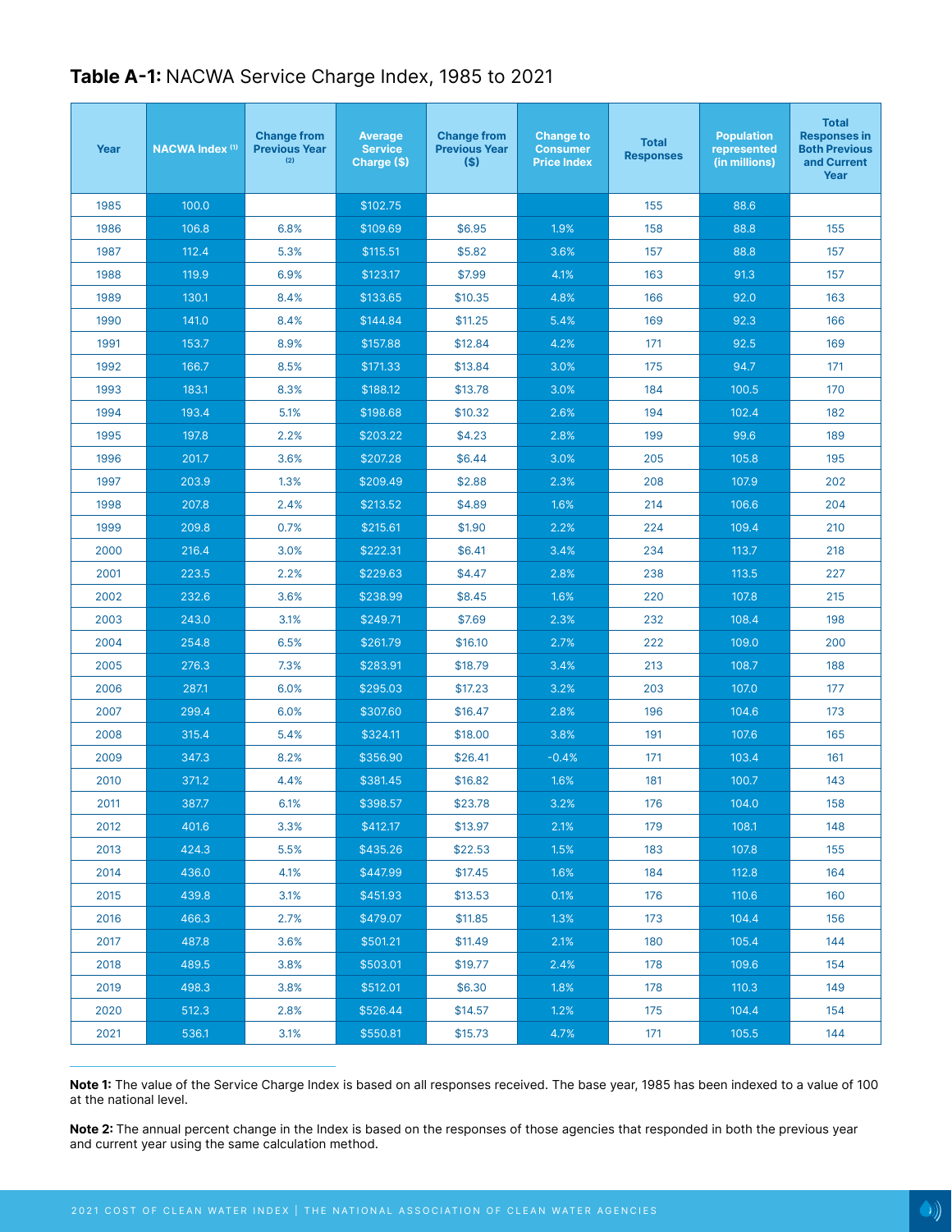**Table A-1:** NACWA Service Charge Index, 1985 to 2021

| Year | NACWA Index [1] | Change from Previous Year [2] | Average Service Charge ($) | Change from Previous Year ($) | Change to Consumer Price Index | Total Responses | Population represented (in millions) | Total Responses in Both Previous and Current Year |
|---|---|---|---|---|---|---|---|---|
| 1985 | 100.0 | | $102.75 | | | 155 | 88.6 | |
| 1986 | 106.8 | 6.8% | $109.69 | $6.95 | 1.9% | 158 | 88.8 | 155 |
| 1987 | 112.4 | 5.3% | $115.51 | $5.82 | 3.6% | 157 | 88.8 | 157 |
| 1988 | 119.9 | 6.9% | $123.17 | $7.99 | 4.1% | 163 | 91.3 | 157 |
| 1989 | 130.1 | 8.4% | $133.65 | $10.35 | 4.8% | 166 | 92.0 | 163 |
| 1990 | 141.0 | 8.4% | $144.84 | $11.25 | 5.4% | 169 | 92.3 | 166 |
| 1991 | 153.7 | 8.9% | $157.88 | $12.84 | 4.2% | 171 | 92.5 | 169 |
| 1992 | 166.7 | 8.5% | $171.33 | $13.84 | 3.0% | 175 | 94.7 | 171 |
| 1993 | 183.1 | 8.3% | $188.12 | $13.78 | 3.0% | 184 | 100.5 | 170 |
| 1994 | 193.4 | 5.1% | $198.68 | $10.32 | 2.6% | 194 | 102.4 | 182 |
| 1995 | 197.8 | 2.2% | $203.22 | $4.23 | 2.8% | 199 | 99.6 | 189 |
| 1996 | 201.7 | 3.6% | $207.28 | $6.44 | 3.0% | 205 | 105.8 | 195 |
| 1997 | 203.9 | 1.3% | $209.49 | $2.88 | 2.3% | 208 | 107.9 | 202 |
| 1998 | 207.8 | 2.4% | $213.52 | $4.89 | 1.6% | 214 | 106.6 | 204 |
| 1999 | 209.8 | 0.7% | $215.61 | $1.90 | 2.2% | 224 | 109.4 | 210 |
| 2000 | 216.4 | 3.0% | $222.31 | $6.41 | 3.4% | 234 | 113.7 | 218 |
| 2001 | 223.5 | 2.2% | $229.63 | $4.47 | 2.8% | 238 | 113.5 | 227 |
| 2002 | 232.6 | 3.6% | $238.99 | $8.45 | 1.6% | 220 | 107.8 | 215 |
| 2003 | 243.0 | 3.1% | $249.71 | $7.69 | 2.3% | 232 | 108.4 | 198 |
| 2004 | 254.8 | 6.5% | $261.79 | $16.10 | 2.7% | 222 | 109.0 | 200 |
| 2005 | 276.3 | 7.3% | $283.91 | $18.79 | 3.4% | 213 | 108.7 | 188 |
| 2006 | 287.1 | 6.0% | $295.03 | $17.23 | 3.2% | 203 | 107.0 | 177 |
| 2007 | 299.4 | 6.0% | $307.60 | $16.47 | 2.8% | 196 | 104.6 | 173 |
| 2008 | 315.4 | 5.4% | $324.11 | $18.00 | 3.8% | 191 | 107.6 | 165 |
| 2009 | 347.3 | 8.2% | $356.90 | $26.41 | -0.4% | 171 | 103.4 | 161 |
| 2010 | 371.2 | 4.4% | $381.45 | $16.82 | 1.6% | 181 | 100.7 | 143 |
| 2011 | 387.7 | 6.1% | $398.57 | $23.78 | 3.2% | 176 | 104.0 | 158 |
| 2012 | 401.6 | 3.3% | $412.17 | $13.97 | 2.1% | 179 | 108.1 | 148 |
| 2013 | 424.3 | 5.5% | $435.26 | $22.53 | 1.5% | 183 | 107.8 | 155 |
| 2014 | 436.0 | 4.1% | $447.99 | $17.45 | 1.6% | 184 | 112.8 | 164 |
| 2015 | 439.8 | 3.1% | $451.93 | $13.53 | 0.1% | 176 | 110.6 | 160 |
| 2016 | 466.3 | 2.7% | $479.07 | $11.85 | 1.3% | 173 | 104.4 | 156 |
| 2017 | 487.8 | 3.6% | $501.21 | $11.49 | 2.1% | 180 | 105.4 | 144 |
| 2018 | 489.5 | 3.8% | $503.01 | $19.77 | 2.4% | 178 | 109.6 | 154 |
| 2019 | 498.3 | 3.8% | $512.01 | $6.30 | 1.8% | 178 | 110.3 | 149 |
| 2020 | 512.3 | 2.8% | $526.44 | $14.57 | 1.2% | 175 | 104.4 | 154 |
| 2021 | 536.1 | 3.1% | $550.81 | $15.73 | 4.7% | 171 | 105.5 | 144 |

**Note 1:** The value of the Service Charge Index is based on all responses received. The base year, 1985 has been indexed to a value of 100 at the national level.

**Note 2:** The annual percent change in the Index is based on the responses of those agencies that responded in both the previous year and current year using the same calculation method.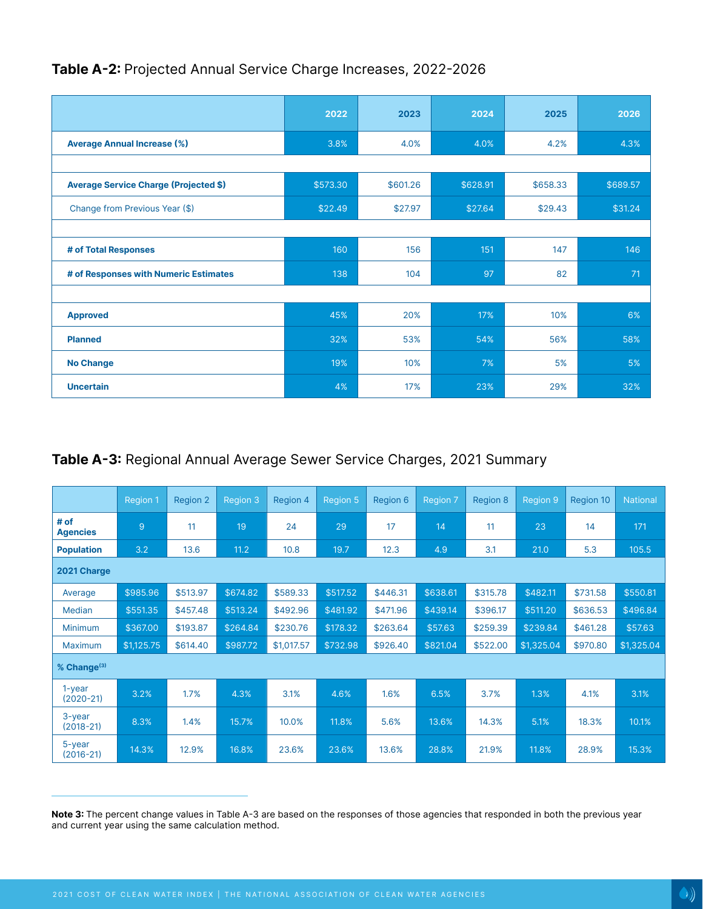**Table A-2:** Projected Annual Service Charge Increases, 2022-2026

| | 2022 | 2023 | 2024 | 2025 | 2026 |
|---|---|---|---|---|---|
| **Average Annual Increase (%)** | 3.8% | 4.0% | 4.0% | 4.2% | 4.3% |
| | | | | | |
| **Average Service Charge (Projected $)** | $573.30 | $601.26 | $628.91 | $658.33 | $689.57 |
| Change from Previous Year ($) | $22.49 | $27.97 | $27.64 | $29.43 | $31.24 |
| | | | | | |
| **# of Total Responses** | 160 | 156 | 151 | 147 | 146 |
| **# of Responses with Numeric Estimates** | 138 | 104 | 97 | 82 | 71 |
| | | | | | |
| **Approved** | 45% | 20% | 17% | 10% | 6% |
| **Planned** | 32% | 53% | 54% | 56% | 58% |
| **No Change** | 19% | 10% | 7% | 5% | 5% |
| **Uncertain** | 4% | 17% | 23% | 29% | 32% |

**Table A-3:** Regional Annual Average Sewer Service Charges, 2021 Summary

| | Region 1 | Region 2 | Region 3 | Region 4 | Region 5 | Region 6 | Region 7 | Region 8 | Region 9 | Region 10 | National |
|---|---|---|---|---|---|---|---|---|---|---|---|
| **# of Agencies** | 9 | 11 | 19 | 24 | 29 | 17 | 14 | 11 | 23 | 14 | 171 |
| **Population** | 3.2 | 13.6 | 11.2 | 10.8 | 19.7 | 12.3 | 4.9 | 3.1 | 21.0 | 5.3 | 105.5 |
| **2021 Charge** | | | | | | | | | | | |
| Average | $985.96 | $513.97 | $674.82 | $589.33 | $517.52 | $446.31 | $638.61 | $315.78 | $482.11 | $731.58 | $550.81 |
| Median | $551.35 | $457.48 | $513.24 | $492.96 | $481.92 | $471.96 | $439.14 | $396.17 | $511.20 | $636.53 | $496.84 |
| Minimum | $367.00 | $193.87 | $264.84 | $230.76 | $178.32 | $263.64 | $57.63 | $259.39 | $239.84 | $461.28 | $57.63 |
| Maximum | $1,125.75 | $614.40 | $987.72 | $1,017.57 | $732.98 | $926.40 | $821.04 | $522.00 | $1,325.04 | $970.80 | $1,325.04 |
| **% Change[3]** | | | | | | | | | | | |
| 1-year (2020-21) | 3.2% | 1.7% | 4.3% | 3.1% | 4.6% | 1.6% | 6.5% | 3.7% | 1.3% | 4.1% | 3.1% |
| 3-year (2018-21) | 8.3% | 1.4% | 15.7% | 10.0% | 11.8% | 5.6% | 13.6% | 14.3% | 5.1% | 18.3% | 10.1% |
| 5-year (2016-21) | 14.3% | 12.9% | 16.8% | 23.6% | 23.6% | 13.6% | 28.8% | 21.9% | 11.8% | 28.9% | 15.3% |

---

**Note 3:** The percent change values in Table A-3 are based on the responses of those agencies that responded in both the previous year and current year using the same calculation method.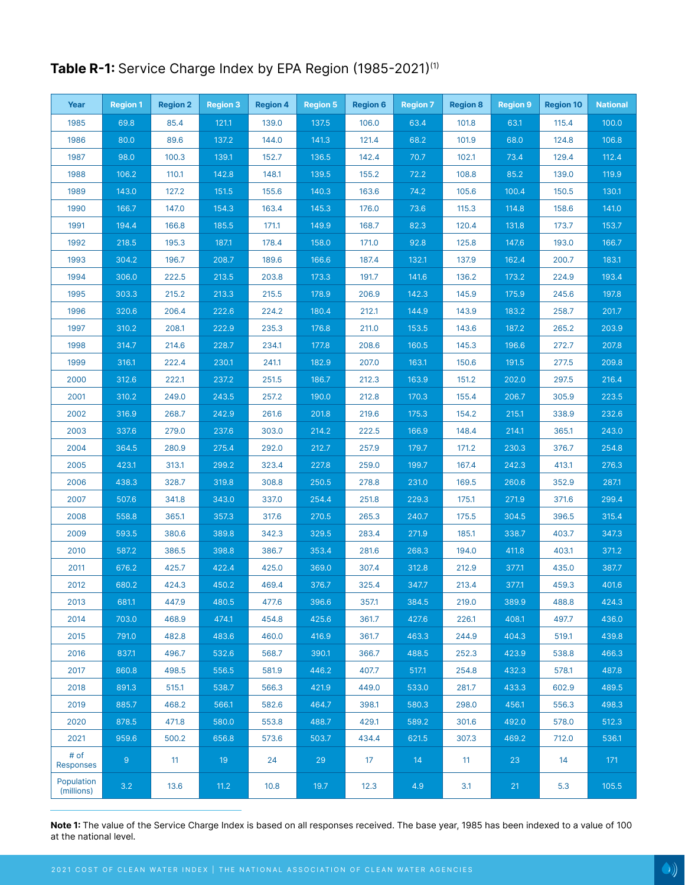## **Table R-1:** Service Charge Index by EPA Region (1985-2021)[1]

| Year | Region 1 | Region 2 | Region 3 | Region 4 | Region 5 | Region 6 | Region 7 | Region 8 | Region 9 | Region 10 | National |
|---|---|---|---|---|---|---|---|---|---|---|---|
| 1985 | 69.8 | 85.4 | 121.1 | 139.0 | 137.5 | 106.0 | 63.4 | 101.8 | 63.1 | 115.4 | 100.0 |
| 1986 | 80.0 | 89.6 | 137.2 | 144.0 | 141.3 | 121.4 | 68.2 | 101.9 | 68.0 | 124.8 | 106.8 |
| 1987 | 98.0 | 100.3 | 139.1 | 152.7 | 136.5 | 142.4 | 70.7 | 102.1 | 73.4 | 129.4 | 112.4 |
| 1988 | 106.2 | 110.1 | 142.8 | 148.1 | 139.5 | 155.2 | 72.2 | 108.8 | 85.2 | 139.0 | 119.9 |
| 1989 | 143.0 | 127.2 | 151.5 | 155.6 | 140.3 | 163.6 | 74.2 | 105.6 | 100.4 | 150.5 | 130.1 |
| 1990 | 166.7 | 147.0 | 154.3 | 163.4 | 145.3 | 176.0 | 73.6 | 115.3 | 114.8 | 158.6 | 141.0 |
| 1991 | 194.4 | 166.8 | 185.5 | 171.1 | 149.9 | 168.7 | 82.3 | 120.4 | 131.8 | 173.7 | 153.7 |
| 1992 | 218.5 | 195.3 | 187.1 | 178.4 | 158.0 | 171.0 | 92.8 | 125.8 | 147.6 | 193.0 | 166.7 |
| 1993 | 304.2 | 196.7 | 208.7 | 189.6 | 166.6 | 187.4 | 132.1 | 137.9 | 162.4 | 200.7 | 183.1 |
| 1994 | 306.0 | 222.5 | 213.5 | 203.8 | 173.3 | 191.7 | 141.6 | 136.2 | 173.2 | 224.9 | 193.4 |
| 1995 | 303.3 | 215.2 | 213.3 | 215.5 | 178.9 | 206.9 | 142.3 | 145.9 | 175.9 | 245.6 | 197.8 |
| 1996 | 320.6 | 206.4 | 222.6 | 224.2 | 180.4 | 212.1 | 144.9 | 143.9 | 183.2 | 258.7 | 201.7 |
| 1997 | 310.2 | 208.1 | 222.9 | 235.3 | 176.8 | 211.0 | 153.5 | 143.6 | 187.2 | 265.2 | 203.9 |
| 1998 | 314.7 | 214.6 | 228.7 | 234.1 | 177.8 | 208.6 | 160.5 | 145.3 | 196.6 | 272.7 | 207.8 |
| 1999 | 316.1 | 222.4 | 230.1 | 241.1 | 182.9 | 207.0 | 163.1 | 150.6 | 191.5 | 277.5 | 209.8 |
| 2000 | 312.6 | 222.1 | 237.2 | 251.5 | 186.7 | 212.3 | 163.9 | 151.2 | 202.0 | 297.5 | 216.4 |
| 2001 | 310.2 | 249.0 | 243.5 | 257.2 | 190.0 | 212.8 | 170.3 | 155.4 | 206.7 | 305.9 | 223.5 |
| 2002 | 316.9 | 268.7 | 242.9 | 261.6 | 201.8 | 219.6 | 175.3 | 154.2 | 215.1 | 338.9 | 232.6 |
| 2003 | 337.6 | 279.0 | 237.6 | 303.0 | 214.2 | 222.5 | 166.9 | 148.4 | 214.1 | 365.1 | 243.0 |
| 2004 | 364.5 | 280.9 | 275.4 | 292.0 | 212.7 | 257.9 | 179.7 | 171.2 | 230.3 | 376.7 | 254.8 |
| 2005 | 423.1 | 313.1 | 299.2 | 323.4 | 227.8 | 259.0 | 199.7 | 167.4 | 242.3 | 413.1 | 276.3 |
| 2006 | 438.3 | 328.7 | 319.8 | 308.8 | 250.5 | 278.8 | 231.0 | 169.5 | 260.6 | 352.9 | 287.1 |
| 2007 | 507.6 | 341.8 | 343.0 | 337.0 | 254.4 | 251.8 | 229.3 | 175.1 | 271.9 | 371.6 | 299.4 |
| 2008 | 558.8 | 365.1 | 357.3 | 317.6 | 270.5 | 265.3 | 240.7 | 175.5 | 304.5 | 396.5 | 315.4 |
| 2009 | 593.5 | 380.6 | 389.8 | 342.3 | 329.5 | 283.4 | 271.9 | 185.1 | 338.7 | 403.7 | 347.3 |
| 2010 | 587.2 | 386.5 | 398.8 | 386.7 | 353.4 | 281.6 | 268.3 | 194.0 | 411.8 | 403.1 | 371.2 |
| 2011 | 676.2 | 425.7 | 422.4 | 425.0 | 369.0 | 307.4 | 312.8 | 212.9 | 377.1 | 435.0 | 387.7 |
| 2012 | 680.2 | 424.3 | 450.2 | 469.4 | 376.7 | 325.4 | 347.7 | 213.4 | 377.1 | 459.3 | 401.6 |
| 2013 | 681.1 | 447.9 | 480.5 | 477.6 | 396.6 | 357.1 | 384.5 | 219.0 | 389.9 | 488.8 | 424.3 |
| 2014 | 703.0 | 468.9 | 474.1 | 454.8 | 425.6 | 361.7 | 427.6 | 226.1 | 408.1 | 497.7 | 436.0 |
| 2015 | 791.0 | 482.8 | 483.6 | 460.0 | 416.9 | 361.7 | 463.3 | 244.9 | 404.3 | 519.1 | 439.8 |
| 2016 | 837.1 | 496.7 | 532.6 | 568.7 | 390.1 | 366.7 | 488.5 | 252.3 | 423.9 | 538.8 | 466.3 |
| 2017 | 860.8 | 498.5 | 556.5 | 581.9 | 446.2 | 407.7 | 517.1 | 254.8 | 432.3 | 578.1 | 487.8 |
| 2018 | 891.3 | 515.1 | 538.7 | 566.3 | 421.9 | 449.0 | 533.0 | 281.7 | 433.3 | 602.9 | 489.5 |
| 2019 | 885.7 | 468.2 | 566.1 | 582.6 | 464.7 | 398.1 | 580.3 | 298.0 | 456.1 | 556.3 | 498.3 |
| 2020 | 878.5 | 471.8 | 580.0 | 553.8 | 488.7 | 429.1 | 589.2 | 301.6 | 492.0 | 578.0 | 512.3 |
| 2021 | 959.6 | 500.2 | 656.8 | 573.6 | 503.7 | 434.4 | 621.5 | 307.3 | 469.2 | 712.0 | 536.1 |
| # of Responses | 9 | 11 | 19 | 24 | 29 | 17 | 14 | 11 | 23 | 14 | 171 |
| Population (millions) | 3.2 | 13.6 | 11.2 | 10.8 | 19.7 | 12.3 | 4.9 | 3.1 | 21 | 5.3 | 105.5 |

**Note 1:** The value of the Service Charge Index is based on all responses received. The base year, 1985 has been indexed to a value of 100 at the national level.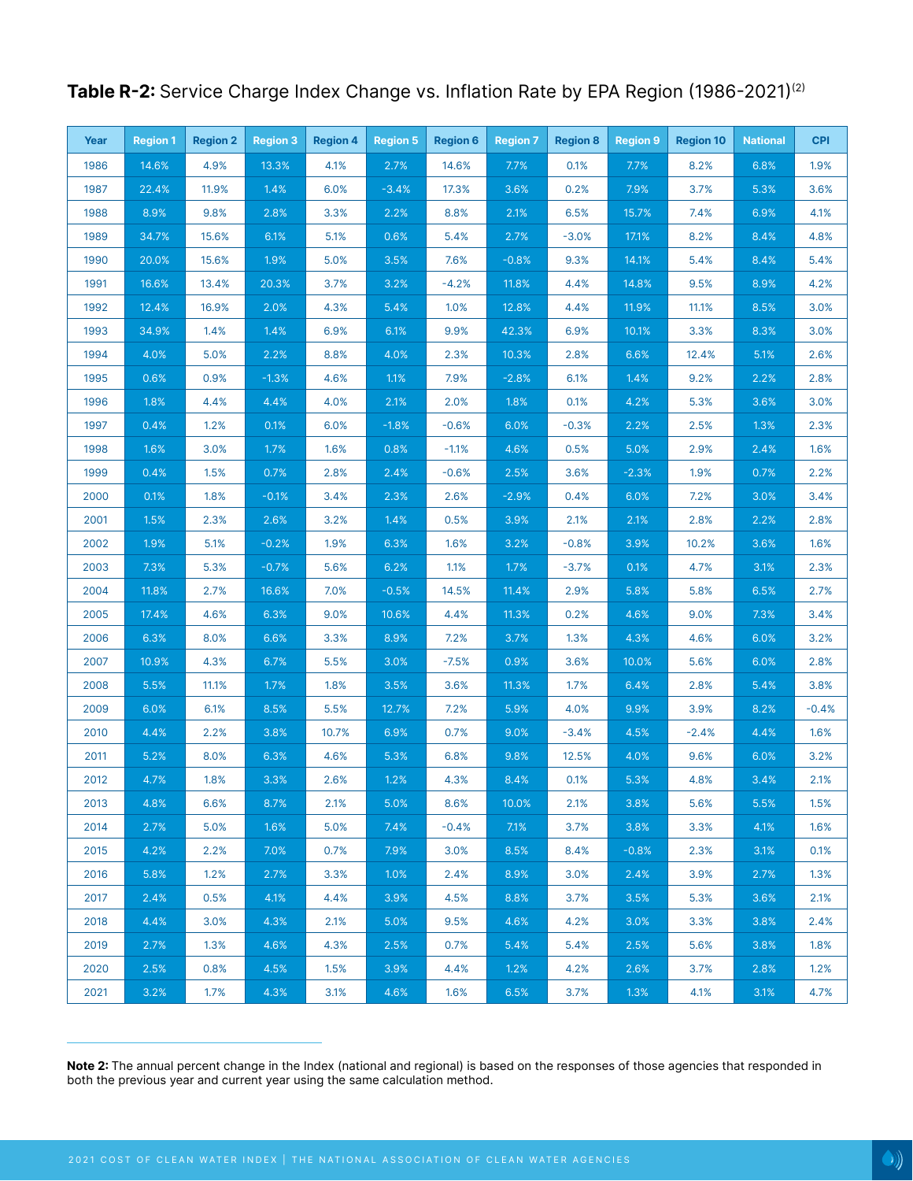**Table R-2:** Service Charge Index Change vs. Inflation Rate by EPA Region (1986-2021)[2]

| Year | Region 1 | Region 2 | Region 3 | Region 4 | Region 5 | Region 6 | Region 7 | Region 8 | Region 9 | Region 10 | National | CPI |
|---|---|---|---|---|---|---|---|---|---|---|---|---|
| 1986 | 14.6% | 4.9% | 13.3% | 4.1% | 2.7% | 14.6% | 7.7% | 0.1% | 7.7% | 8.2% | 6.8% | 1.9% |
| 1987 | 22.4% | 11.9% | 1.4% | 6.0% | -3.4% | 17.3% | 3.6% | 0.2% | 7.9% | 3.7% | 5.3% | 3.6% |
| 1988 | 8.9% | 9.8% | 2.8% | 3.3% | 2.2% | 8.8% | 2.1% | 6.5% | 15.7% | 7.4% | 6.9% | 4.1% |
| 1989 | 34.7% | 15.6% | 6.1% | 5.1% | 0.6% | 5.4% | 2.7% | -3.0% | 17.1% | 8.2% | 8.4% | 4.8% |
| 1990 | 20.0% | 15.6% | 1.9% | 5.0% | 3.5% | 7.6% | -0.8% | 9.3% | 14.1% | 5.4% | 8.4% | 5.4% |
| 1991 | 16.6% | 13.4% | 20.3% | 3.7% | 3.2% | -4.2% | 11.8% | 4.4% | 14.8% | 9.5% | 8.9% | 4.2% |
| 1992 | 12.4% | 16.9% | 2.0% | 4.3% | 5.4% | 1.0% | 12.8% | 4.4% | 11.9% | 11.1% | 8.5% | 3.0% |
| 1993 | 34.9% | 1.4% | 1.4% | 6.9% | 6.1% | 9.9% | 42.3% | 6.9% | 10.1% | 3.3% | 8.3% | 3.0% |
| 1994 | 4.0% | 5.0% | 2.2% | 8.8% | 4.0% | 2.3% | 10.3% | 2.8% | 6.6% | 12.4% | 5.1% | 2.6% |
| 1995 | 0.6% | 0.9% | -1.3% | 4.6% | 1.1% | 7.9% | -2.8% | 6.1% | 1.4% | 9.2% | 2.2% | 2.8% |
| 1996 | 1.8% | 4.4% | 4.4% | 4.0% | 2.1% | 2.0% | 1.8% | 0.1% | 4.2% | 5.3% | 3.6% | 3.0% |
| 1997 | 0.4% | 1.2% | 0.1% | 6.0% | -1.8% | -0.6% | 6.0% | -0.3% | 2.2% | 2.5% | 1.3% | 2.3% |
| 1998 | 1.6% | 3.0% | 1.7% | 1.6% | 0.8% | -1.1% | 4.6% | 0.5% | 5.0% | 2.9% | 2.4% | 1.6% |
| 1999 | 0.4% | 1.5% | 0.7% | 2.8% | 2.4% | -0.6% | 2.5% | 3.6% | -2.3% | 1.9% | 0.7% | 2.2% |
| 2000 | 0.1% | 1.8% | -0.1% | 3.4% | 2.3% | 2.6% | -2.9% | 0.4% | 6.0% | 7.2% | 3.0% | 3.4% |
| 2001 | 1.5% | 2.3% | 2.6% | 3.2% | 1.4% | 0.5% | 3.9% | 2.1% | 2.1% | 2.8% | 2.2% | 2.8% |
| 2002 | 1.9% | 5.1% | -0.2% | 1.9% | 6.3% | 1.6% | 3.2% | -0.8% | 3.9% | 10.2% | 3.6% | 1.6% |
| 2003 | 7.3% | 5.3% | -0.7% | 5.6% | 6.2% | 1.1% | 1.7% | -3.7% | 0.1% | 4.7% | 3.1% | 2.3% |
| 2004 | 11.8% | 2.7% | 16.6% | 7.0% | -0.5% | 14.5% | 11.4% | 2.9% | 5.8% | 5.8% | 6.5% | 2.7% |
| 2005 | 17.4% | 4.6% | 6.3% | 9.0% | 10.6% | 4.4% | 11.3% | 0.2% | 4.6% | 9.0% | 7.3% | 3.4% |
| 2006 | 6.3% | 8.0% | 6.6% | 3.3% | 8.9% | 7.2% | 3.7% | 1.3% | 4.3% | 4.6% | 6.0% | 3.2% |
| 2007 | 10.9% | 4.3% | 6.7% | 5.5% | 3.0% | -7.5% | 0.9% | 3.6% | 10.0% | 5.6% | 6.0% | 2.8% |
| 2008 | 5.5% | 11.1% | 1.7% | 1.8% | 3.5% | 3.6% | 11.3% | 1.7% | 6.4% | 2.8% | 5.4% | 3.8% |
| 2009 | 6.0% | 6.1% | 8.5% | 5.5% | 12.7% | 7.2% | 5.9% | 4.0% | 9.9% | 3.9% | 8.2% | -0.4% |
| 2010 | 4.4% | 2.2% | 3.8% | 10.7% | 6.9% | 0.7% | 9.0% | -3.4% | 4.5% | -2.4% | 4.4% | 1.6% |
| 2011 | 5.2% | 8.0% | 6.3% | 4.6% | 5.3% | 6.8% | 9.8% | 12.5% | 4.0% | 9.6% | 6.0% | 3.2% |
| 2012 | 4.7% | 1.8% | 3.3% | 2.6% | 1.2% | 4.3% | 8.4% | 0.1% | 5.3% | 4.8% | 3.4% | 2.1% |
| 2013 | 4.8% | 6.6% | 8.7% | 2.1% | 5.0% | 8.6% | 10.0% | 2.1% | 3.8% | 5.6% | 5.5% | 1.5% |
| 2014 | 2.7% | 5.0% | 1.6% | 5.0% | 7.4% | -0.4% | 7.1% | 3.7% | 3.8% | 3.3% | 4.1% | 1.6% |
| 2015 | 4.2% | 2.2% | 7.0% | 0.7% | 7.9% | 3.0% | 8.5% | 8.4% | -0.8% | 2.3% | 3.1% | 0.1% |
| 2016 | 5.8% | 1.2% | 2.7% | 3.3% | 1.0% | 2.4% | 8.9% | 3.0% | 2.4% | 3.9% | 2.7% | 1.3% |
| 2017 | 2.4% | 0.5% | 4.1% | 4.4% | 3.9% | 4.5% | 8.8% | 3.7% | 3.5% | 5.3% | 3.6% | 2.1% |
| 2018 | 4.4% | 3.0% | 4.3% | 2.1% | 5.0% | 9.5% | 4.6% | 4.2% | 3.0% | 3.3% | 3.8% | 2.4% |
| 2019 | 2.7% | 1.3% | 4.6% | 4.3% | 2.5% | 0.7% | 5.4% | 5.4% | 2.5% | 5.6% | 3.8% | 1.8% |
| 2020 | 2.5% | 0.8% | 4.5% | 1.5% | 3.9% | 4.4% | 1.2% | 4.2% | 2.6% | 3.7% | 2.8% | 1.2% |
| 2021 | 3.2% | 1.7% | 4.3% | 3.1% | 4.6% | 1.6% | 6.5% | 3.7% | 1.3% | 4.1% | 3.1% | 4.7% |

**Note 2:** The annual percent change in the Index (national and regional) is based on the responses of those agencies that responded in both the previous year and current year using the same calculation method.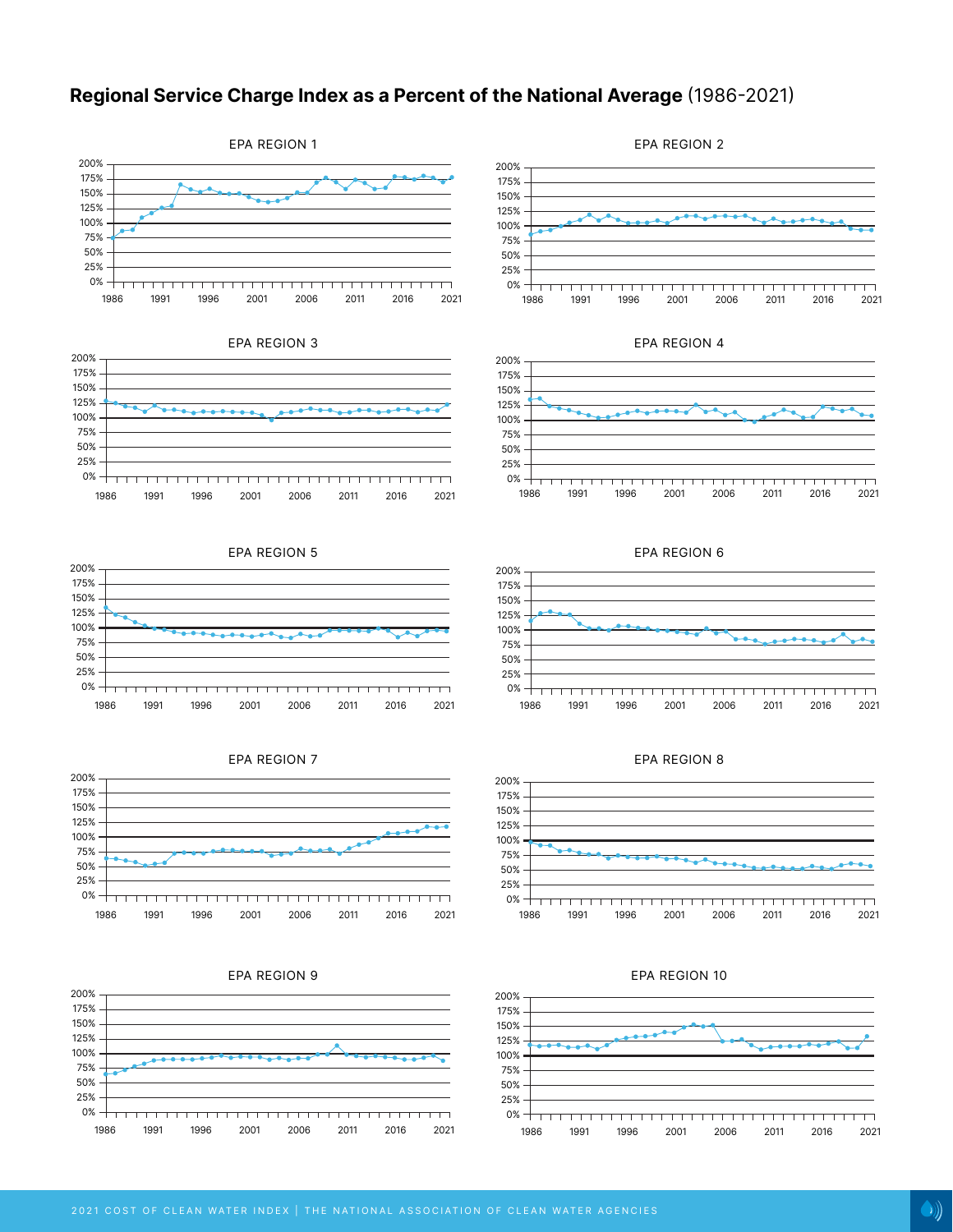## **Regional Service Charge Index as a Percent of the National Average** (1986-2021)

EPA REGION 1

EPA REGION 2

EPA REGION 3

EPA REGION 4

EPA REGION 5

EPA REGION 6

EPA REGION 7

EPA REGION 8

EPA REGION 9

EPA REGION 10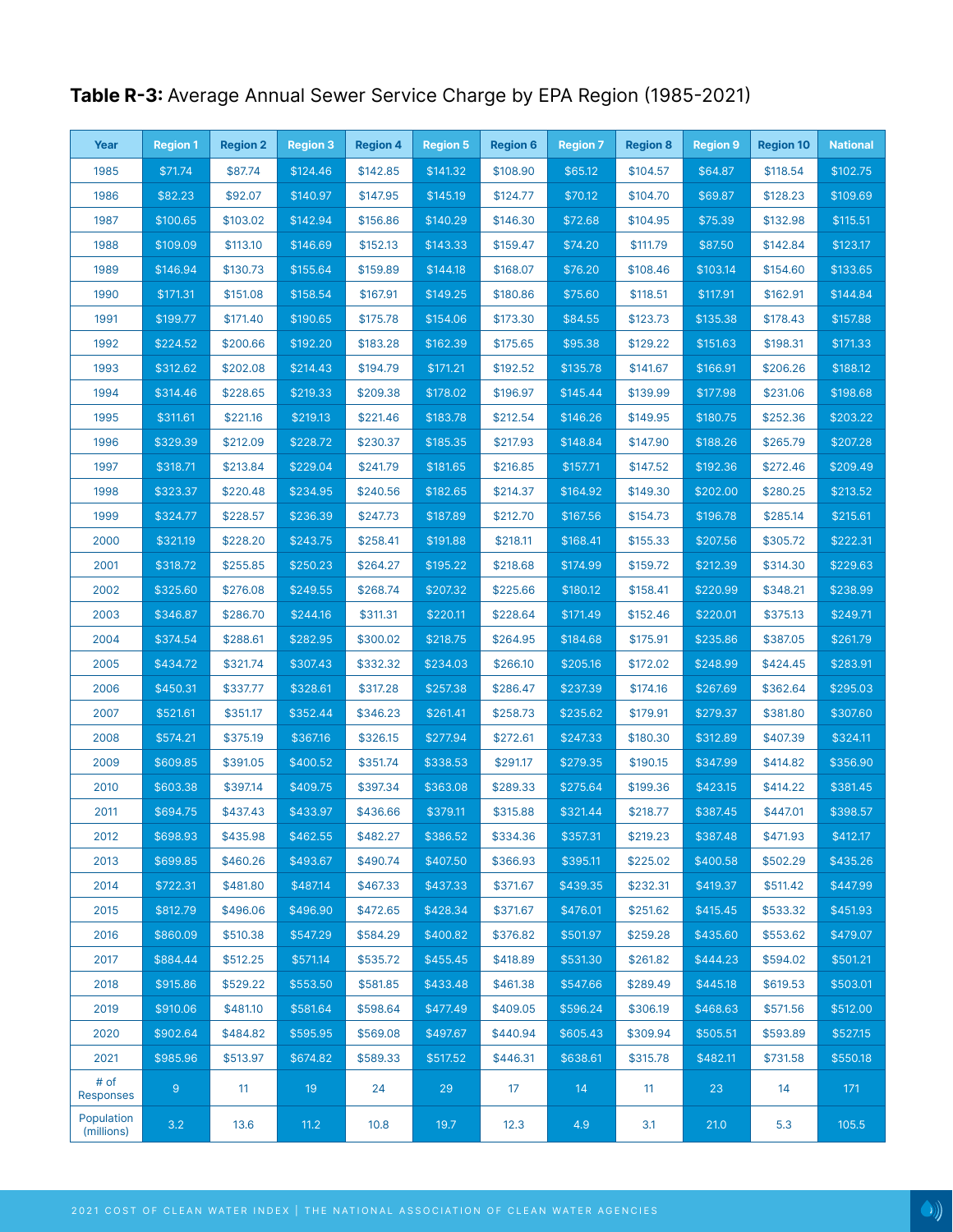**Table R-3:** Average Annual Sewer Service Charge by EPA Region (1985-2021)

| Year | Region 1 | Region 2 | Region 3 | Region 4 | Region 5 | Region 6 | Region 7 | Region 8 | Region 9 | Region 10 | National |
|---|---|---|---|---|---|---|---|---|---|---|---|
| 1985 | $71.74 | $87.74 | $124.46 | $142.85 | $141.32 | $108.90 | $65.12 | $104.57 | $64.87 | $118.54 | $102.75 |
| 1986 | $82.23 | $92.07 | $140.97 | $147.95 | $145.19 | $124.77 | $70.12 | $104.70 | $69.87 | $128.23 | $109.69 |
| 1987 | $100.65 | $103.02 | $142.94 | $156.86 | $140.29 | $146.30 | $72.68 | $104.95 | $75.39 | $132.98 | $115.51 |
| 1988 | $109.09 | $113.10 | $146.69 | $152.13 | $143.33 | $159.47 | $74.20 | $111.79 | $87.50 | $142.84 | $123.17 |
| 1989 | $146.94 | $130.73 | $155.64 | $159.89 | $144.18 | $168.07 | $76.20 | $108.46 | $103.14 | $154.60 | $133.65 |
| 1990 | $171.31 | $151.08 | $158.54 | $167.91 | $149.25 | $180.86 | $75.60 | $118.51 | $117.91 | $162.91 | $144.84 |
| 1991 | $199.77 | $171.40 | $190.65 | $175.78 | $154.06 | $173.30 | $84.55 | $123.73 | $135.38 | $178.43 | $157.88 |
| 1992 | $224.52 | $200.66 | $192.20 | $183.28 | $162.39 | $175.65 | $95.38 | $129.22 | $151.63 | $198.31 | $171.33 |
| 1993 | $312.62 | $202.08 | $214.43 | $194.79 | $171.21 | $192.52 | $135.78 | $141.67 | $166.91 | $206.26 | $188.12 |
| 1994 | $314.46 | $228.65 | $219.33 | $209.38 | $178.02 | $196.97 | $145.44 | $139.99 | $177.98 | $231.06 | $198.68 |
| 1995 | $311.61 | $221.16 | $219.13 | $221.46 | $183.78 | $212.54 | $146.26 | $149.95 | $180.75 | $252.36 | $203.22 |
| 1996 | $329.39 | $212.09 | $228.72 | $230.37 | $185.35 | $217.93 | $148.84 | $147.90 | $188.26 | $265.79 | $207.28 |
| 1997 | $318.71 | $213.84 | $229.04 | $241.79 | $181.65 | $216.85 | $157.71 | $147.52 | $192.36 | $272.46 | $209.49 |
| 1998 | $323.37 | $220.48 | $234.95 | $240.56 | $182.65 | $214.37 | $164.92 | $149.30 | $202.00 | $280.25 | $213.52 |
| 1999 | $324.77 | $228.57 | $236.39 | $247.73 | $187.89 | $212.70 | $167.56 | $154.73 | $196.78 | $285.14 | $215.61 |
| 2000 | $321.19 | $228.20 | $243.75 | $258.41 | $191.88 | $218.11 | $168.41 | $155.33 | $207.56 | $305.72 | $222.31 |
| 2001 | $318.72 | $255.85 | $250.23 | $264.27 | $195.22 | $218.68 | $174.99 | $159.72 | $212.39 | $314.30 | $229.63 |
| 2002 | $325.60 | $276.08 | $249.55 | $268.74 | $207.32 | $225.66 | $180.12 | $158.41 | $220.99 | $348.21 | $238.99 |
| 2003 | $346.87 | $286.70 | $244.16 | $311.31 | $220.11 | $228.64 | $171.49 | $152.46 | $220.01 | $375.13 | $249.71 |
| 2004 | $374.54 | $288.61 | $282.95 | $300.02 | $218.75 | $264.95 | $184.68 | $175.91 | $235.86 | $387.05 | $261.79 |
| 2005 | $434.72 | $321.74 | $307.43 | $332.32 | $234.03 | $266.10 | $205.16 | $172.02 | $248.99 | $424.45 | $283.91 |
| 2006 | $450.31 | $337.77 | $328.61 | $317.28 | $257.38 | $286.47 | $237.39 | $174.16 | $267.69 | $362.64 | $295.03 |
| 2007 | $521.61 | $351.17 | $352.44 | $346.23 | $261.41 | $258.73 | $235.62 | $179.91 | $279.37 | $381.80 | $307.60 |
| 2008 | $574.21 | $375.19 | $367.16 | $326.15 | $277.94 | $272.61 | $247.33 | $180.30 | $312.89 | $407.39 | $324.11 |
| 2009 | $609.85 | $391.05 | $400.52 | $351.74 | $338.53 | $291.17 | $279.35 | $190.15 | $347.99 | $414.82 | $356.90 |
| 2010 | $603.38 | $397.14 | $409.75 | $397.34 | $363.08 | $289.33 | $275.64 | $199.36 | $423.15 | $414.22 | $381.45 |
| 2011 | $694.75 | $437.43 | $433.97 | $436.66 | $379.11 | $315.88 | $321.44 | $218.77 | $387.45 | $447.01 | $398.57 |
| 2012 | $698.93 | $435.98 | $462.55 | $482.27 | $386.52 | $334.36 | $357.31 | $219.23 | $387.48 | $471.93 | $412.17 |
| 2013 | $699.85 | $460.26 | $493.67 | $490.74 | $407.50 | $366.93 | $395.11 | $225.02 | $400.58 | $502.29 | $435.26 |
| 2014 | $722.31 | $481.80 | $487.14 | $467.33 | $437.33 | $371.67 | $439.35 | $232.31 | $419.37 | $511.42 | $447.99 |
| 2015 | $812.79 | $496.06 | $496.90 | $472.65 | $428.34 | $371.67 | $476.01 | $251.62 | $415.45 | $533.32 | $451.93 |
| 2016 | $860.09 | $510.38 | $547.29 | $584.29 | $400.82 | $376.82 | $501.97 | $259.28 | $435.60 | $553.62 | $479.07 |
| 2017 | $884.44 | $512.25 | $571.14 | $535.72 | $455.45 | $418.89 | $531.30 | $261.82 | $444.23 | $594.02 | $501.21 |
| 2018 | $915.86 | $529.22 | $553.50 | $581.85 | $433.48 | $461.38 | $547.66 | $289.49 | $445.18 | $619.53 | $503.01 |
| 2019 | $910.06 | $481.10 | $581.64 | $598.64 | $477.49 | $409.05 | $596.24 | $306.19 | $468.63 | $571.56 | $512.00 |
| 2020 | $902.64 | $484.82 | $595.95 | $569.08 | $497.67 | $440.94 | $605.43 | $309.94 | $505.51 | $593.89 | $527.15 |
| 2021 | $985.96 | $513.97 | $674.82 | $589.33 | $517.52 | $446.31 | $638.61 | $315.78 | $482.11 | $731.58 | $550.18 |
| # of Responses | 9 | 11 | 19 | 24 | 29 | 17 | 14 | 11 | 23 | 14 | 171 |
| Population (millions) | 3.2 | 13.6 | 11.2 | 10.8 | 19.7 | 12.3 | 4.9 | 3.1 | 21.0 | 5.3 | 105.5 |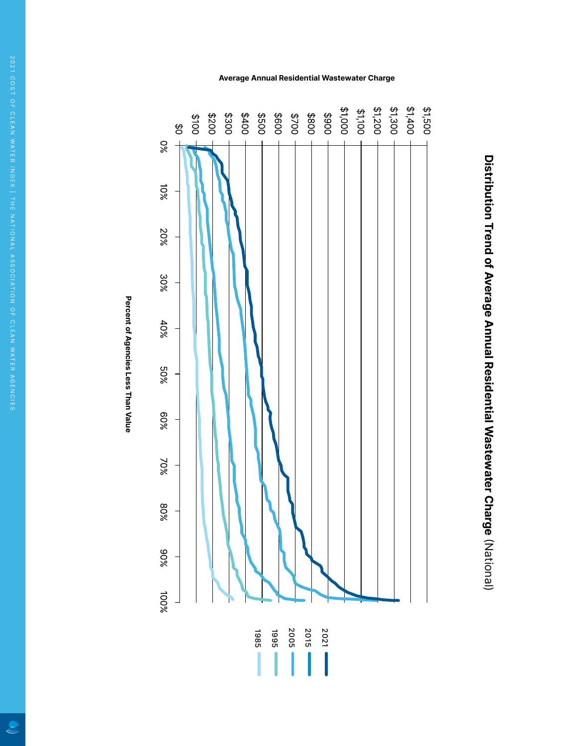# Distribution Trend of Average Annual Residential Wastewater Charge (National)

Average Annual Residential Wastewater Charge

$0, $100, $200, $300, $400, $500, $600, $700, $800, $900, $1,000, $1,100, $1,200, $1,300, $1,400, $1,500

0%, 10%, 20%, 30%, 40%, 50%, 60%, 70%, 80%, 90%, 100%

Percent of Agencies Less Than Value

2021
2015
2005
1995
1985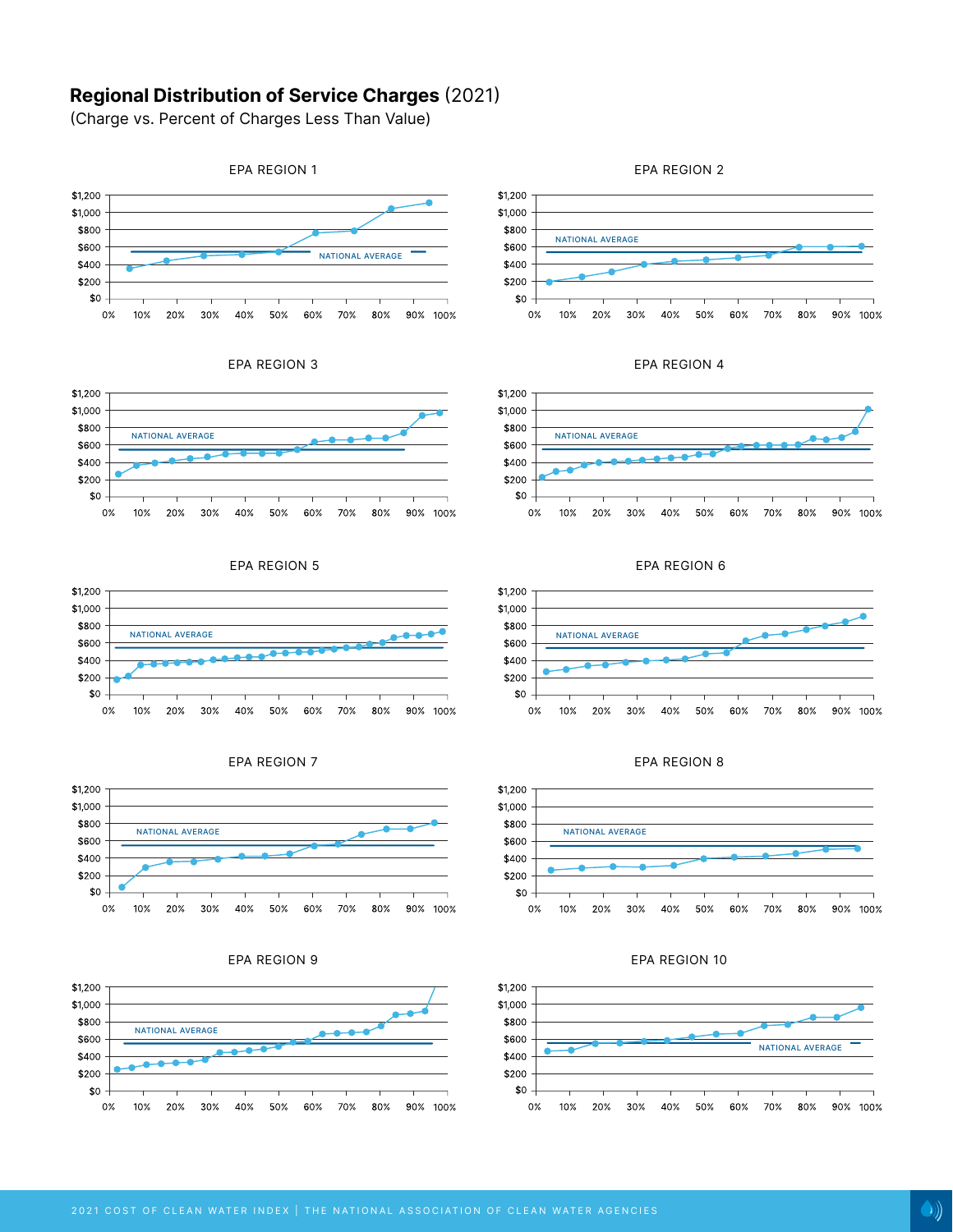## Regional Distribution of Service Charges (2021)

(Charge vs. Percent of Charges Less Than Value)

EPA REGION 1

$1,200
$1,000
$800
$600
$400
$200
$0

0% 10% 20% 30% 40% 50% 60% 70% 80% 90% 100%

NATIONAL AVERAGE

EPA REGION 2

$1,200
$1,000
$800
$600
$400
$200
$0

0% 10% 20% 30% 40% 50% 60% 70% 80% 90% 100%

NATIONAL AVERAGE

EPA REGION 3

$1,200
$1,000
$800
$600
$400
$200
$0

0% 10% 20% 30% 40% 50% 60% 70% 80% 90% 100%

NATIONAL AVERAGE

EPA REGION 4

$1,200
$1,000
$800
$600
$400
$200
$0

0% 10% 20% 30% 40% 50% 60% 70% 80% 90% 100%

NATIONAL AVERAGE

EPA REGION 5

$1,200
$1,000
$800
$600
$400
$200
$0

0% 10% 20% 30% 40% 50% 60% 70% 80% 90% 100%

NATIONAL AVERAGE

EPA REGION 6

$1,200
$1,000
$800
$600
$400
$200
$0

0% 10% 20% 30% 40% 50% 60% 70% 80% 90% 100%

NATIONAL AVERAGE

EPA REGION 7

$1,200
$1,000
$800
$600
$400
$200
$0

0% 10% 20% 30% 40% 50% 60% 70% 80% 90% 100%

NATIONAL AVERAGE

EPA REGION 8

$1,200
$1,000
$800
$600
$400
$200
$0

0% 10% 20% 30% 40% 50% 60% 70% 80% 90% 100%

NATIONAL AVERAGE

EPA REGION 9

$1,200
$1,000
$800
$600
$400
$200
$0

0% 10% 20% 30% 40% 50% 60% 70% 80% 90% 100%

NATIONAL AVERAGE

EPA REGION 10

$1,200
$1,000
$800
$600
$400
$200
$0

0% 10% 20% 30% 40% 50% 60% 70% 80% 90% 100%

NATIONAL AVERAGE